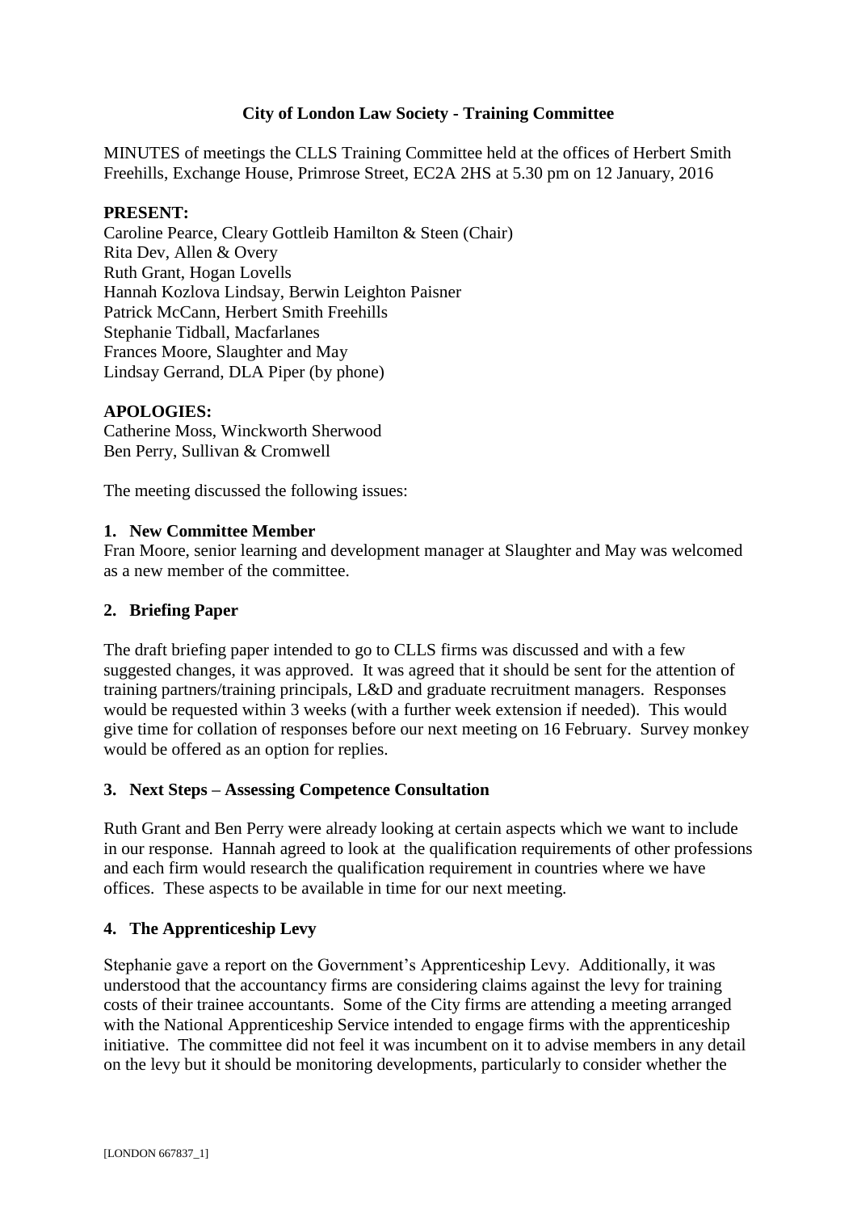**City of London Law Society - Training Committee**

MINUTES of meetings the CLLS Training Committee held at the offices of Herbert Smith Freehills, Exchange House, Primrose Street, EC2A 2HS at 5.30 pm on 12 January, 2016

**PRESENT:**
Caroline Pearce, Cleary Gottleib Hamilton & Steen (Chair)
Rita Dev, Allen & Overy
Ruth Grant, Hogan Lovells
Hannah Kozlova Lindsay, Berwin Leighton Paisner
Patrick McCann, Herbert Smith Freehills
Stephanie Tidball, Macfarlanes
Frances Moore, Slaughter and May
Lindsay Gerrand, DLA Piper (by phone)

**APOLOGIES:**
Catherine Moss, Winckworth Sherwood
Ben Perry, Sullivan & Cromwell

The meeting discussed the following issues:

**1. New Committee Member**
Fran Moore, senior learning and development manager at Slaughter and May was welcomed as a new member of the committee.

**2. Briefing Paper**

The draft briefing paper intended to go to CLLS firms was discussed and with a few suggested changes, it was approved. It was agreed that it should be sent for the attention of training partners/training principals, L&D and graduate recruitment managers. Responses would be requested within 3 weeks (with a further week extension if needed). This would give time for collation of responses before our next meeting on 16 February. Survey monkey would be offered as an option for replies.

**3. Next Steps – Assessing Competence Consultation**

Ruth Grant and Ben Perry were already looking at certain aspects which we want to include in our response. Hannah agreed to look at the qualification requirements of other professions and each firm would research the qualification requirement in countries where we have offices. These aspects to be available in time for our next meeting.

**4. The Apprenticeship Levy**

Stephanie gave a report on the Government's Apprenticeship Levy. Additionally, it was understood that the accountancy firms are considering claims against the levy for training costs of their trainee accountants. Some of the City firms are attending a meeting arranged with the National Apprenticeship Service intended to engage firms with the apprenticeship initiative. The committee did not feel it was incumbent on it to advise members in any detail on the levy but it should be monitoring developments, particularly to consider whether the

[LONDON 667837_1]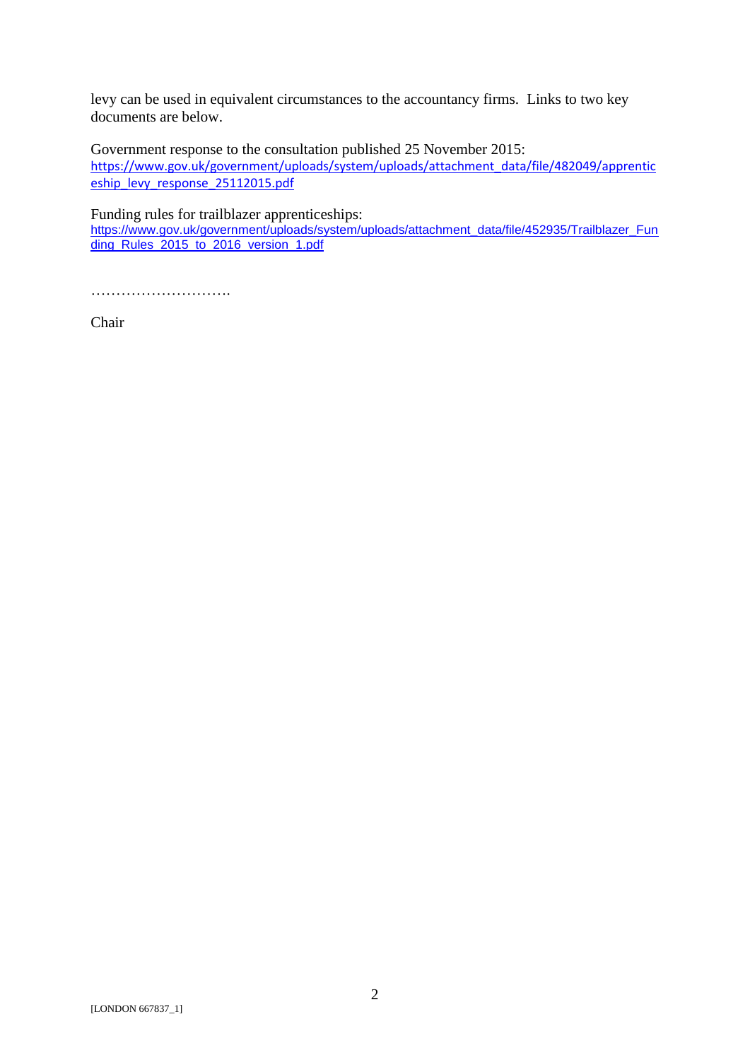levy can be used in equivalent circumstances to the accountancy firms. Links to two key documents are below.

Government response to the consultation published 25 November 2015:
https://www.gov.uk/government/uploads/system/uploads/attachment_data/file/482049/apprenticeship_levy_response_25112015.pdf

Funding rules for trailblazer apprenticeships:
https://www.gov.uk/government/uploads/system/uploads/attachment_data/file/452935/Trailblazer_Funding_Rules_2015_to_2016_version_1.pdf

……………………….

Chair

[LONDON 667837_1]